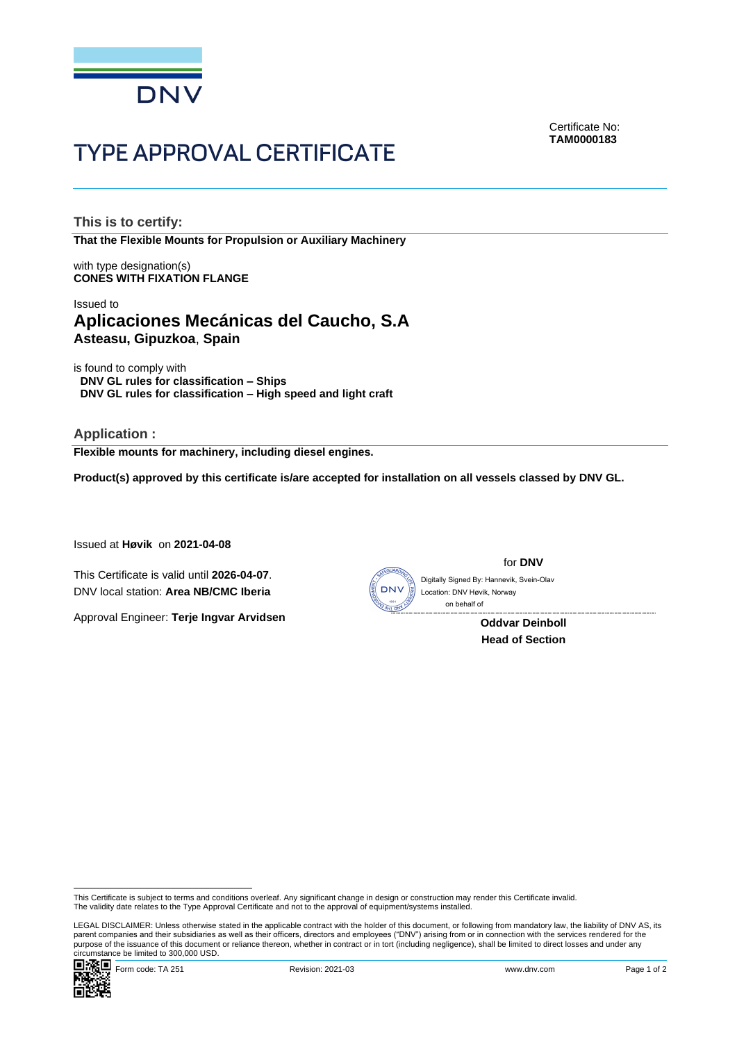DNV

Certificate No:
**TAM0000183**

# TYPE APPROVAL CERTIFICATE

## This is to certify:

**That the Flexible Mounts for Propulsion or Auxiliary Machinery**

with type designation(s)
**CONES WITH FIXATION FLANGE**

Issued to
**Aplicaciones Mecánicas del Caucho, S.A**
**Asteasu, Gipuzkoa**, **Spain**

is found to comply with
**DNV GL rules for classification – Ships**
**DNV GL rules for classification – High speed and light craft**

## Application :

**Flexible mounts for machinery, including diesel engines.**

**Product(s) approved by this certificate is/are accepted for installation on all vessels classed by DNV GL.**

Issued at **Høvik** on **2021-04-08**

This Certificate is valid until **2026-04-07**.
DNV local station: **Area NB/CMC Iberia**

Approval Engineer: **Terje Ingvar Arvidsen**

for **DNV**

Digitally Signed By: Hannevik, Svein-Olav
Location: DNV Høvik, Norway
on behalf of

**Oddvar Deinboll**
**Head of Section**

This Certificate is subject to terms and conditions overleaf. Any significant change in design or construction may render this Certificate invalid.
The validity date relates to the Type Approval Certificate and not to the approval of equipment/systems installed.

LEGAL DISCLAIMER: Unless otherwise stated in the applicable contract with the holder of this document, or following from mandatory law, the liability of DNV AS, its parent companies and their subsidiaries as well as their officers, directors and employees ("DNV") arising from or in connection with the services rendered for the purpose of the issuance of this document or reliance thereon, whether in contract or in tort (including negligence), shall be limited to direct losses and under any circumstance be limited to 300,000 USD.

Form code: TA 251 Revision: 2021-03 www.dnv.com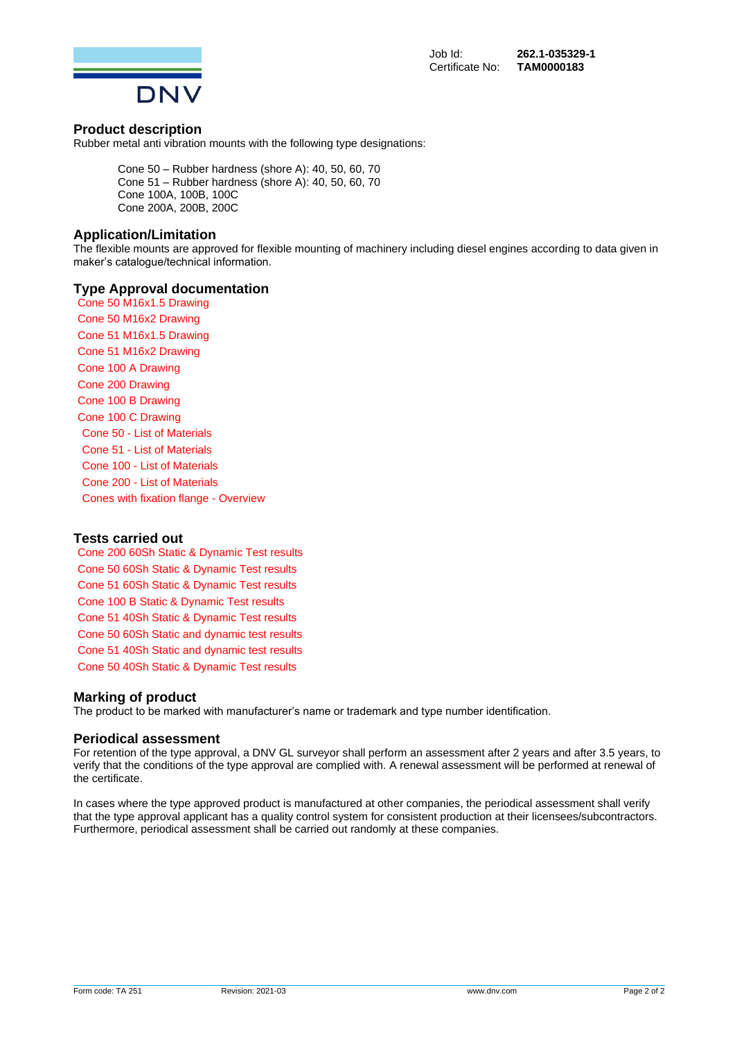Job Id: **262.1-035329-1**
Certificate No: **TAM0000183**

## Product description

Rubber metal anti vibration mounts with the following type designations:

Cone 50 – Rubber hardness (shore A): 40, 50, 60, 70
Cone 51 – Rubber hardness (shore A): 40, 50, 60, 70
Cone 100A, 100B, 100C
Cone 200A, 200B, 200C

## Application/Limitation

The flexible mounts are approved for flexible mounting of machinery including diesel engines according to data given in maker's catalogue/technical information.

## Type Approval documentation

Cone 50 M16x1.5 Drawing
Cone 50 M16x2 Drawing
Cone 51 M16x1.5 Drawing
Cone 51 M16x2 Drawing
Cone 100 A Drawing
Cone 200 Drawing
Cone 100 B Drawing
Cone 100 C Drawing
Cone 50 - List of Materials
Cone 51 - List of Materials
Cone 100 - List of Materials
Cone 200 - List of Materials
Cones with fixation flange - Overview

## Tests carried out

Cone 200 60Sh Static & Dynamic Test results
Cone 50 60Sh Static & Dynamic Test results
Cone 51 60Sh Static & Dynamic Test results
Cone 100 B Static & Dynamic Test results
Cone 51 40Sh Static & Dynamic Test results
Cone 50 60Sh Static and dynamic test results
Cone 51 40Sh Static and dynamic test results
Cone 50 40Sh Static & Dynamic Test results

## Marking of product

The product to be marked with manufacturer's name or trademark and type number identification.

## Periodical assessment

For retention of the type approval, a DNV GL surveyor shall perform an assessment after 2 years and after 3.5 years, to verify that the conditions of the type approval are complied with. A renewal assessment will be performed at renewal of the certificate.

In cases where the type approved product is manufactured at other companies, the periodical assessment shall verify that the type approval applicant has a quality control system for consistent production at their licensees/subcontractors. Furthermore, periodical assessment shall be carried out randomly at these companies.